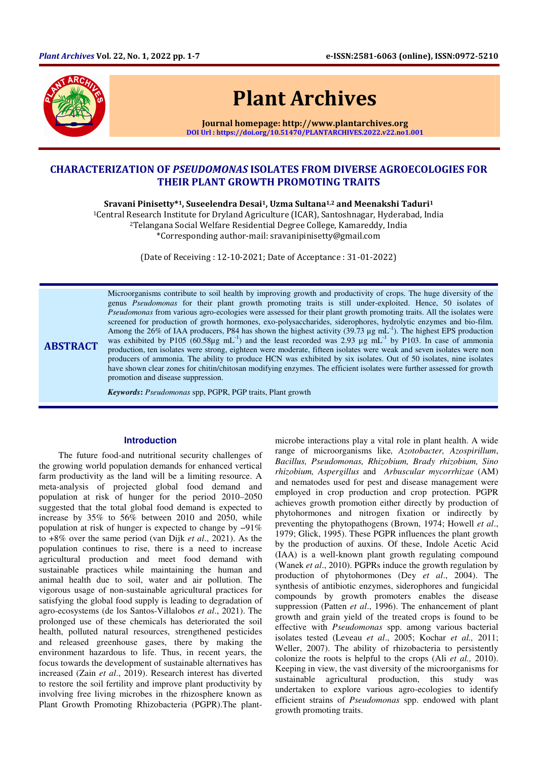# CHARACTERIZATION OF *PSEUDOMONAS* ISOLATES FROM DIVERSE AGROECOLOGIES FOR THEIR PLANT GROWTH PROMOTING TRAITS

**Sravani Pinisetty*[1], Suseelendra Desai[1], Uzma Sultana[1,2] and Meenakshi Taduri[1]**

[1]Central Research Institute for Dryland Agriculture (ICAR), Santoshnagar, Hyderabad, India
[2]Telangana Social Welfare Residential Degree College, Kamareddy, India
*Corresponding author-mail: sravanipinisetty@gmail.com

(Date of Receiving : 12-10-2021; Date of Acceptance : 31-01-2022)

## ABSTRACT

Microorganisms contribute to soil health by improving growth and productivity of crops. The huge diversity of the genus *Pseudomonas* for their plant growth promoting traits is still under-exploited. Hence, 50 isolates of *Pseudomonas* from various agro-ecologies were assessed for their plant growth promoting traits. All the isolates were screened for production of growth hormones, exo-polysaccharides, siderophores, hydrolytic enzymes and bio-film. Among the 26% of IAA producers, P84 has shown the highest activity (39.73 µg mL$^{-1}$). The highest EPS production was exhibited by P105 (60.58µg mL$^{-1}$) and the least recorded was 2.93 µg mL$^{-1}$ by P103. In case of ammonia production, ten isolates were strong, eighteen were moderate, fifteen isolates were weak and seven isolates were non producers of ammonia. The ability to produce HCN was exhibited by six isolates. Out of 50 isolates, nine isolates have shown clear zones for chitin/chitosan modifying enzymes. The efficient isolates were further assessed for growth promotion and disease suppression.

***Keywords*:** *Pseudomonas* spp, PGPR, PGP traits, Plant growth

## Introduction

The future food-and nutritional security challenges of the growing world population demands for enhanced vertical farm productivity as the land will be a limiting resource. A meta-analysis of projected global food demand and population at risk of hunger for the period 2010–2050 suggested that the total global food demand is expected to increase by 35% to 56% between 2010 and 2050, while population at risk of hunger is expected to change by −91% to +8% over the same period (van Dijk *et al*., 2021). As the population continues to rise, there is a need to increase agricultural production and meet food demand with sustainable practices while maintaining the human and animal health due to soil, water and air pollution. The vigorous usage of non-sustainable agricultural practices for satisfying the global food supply is leading to degradation of agro-ecosystems (de los Santos-Villalobos *et al*., 2021). The prolonged use of these chemicals has deteriorated the soil health, polluted natural resources, strengthened pesticides and released greenhouse gases, there by making the environment hazardous to life. Thus, in recent years, the focus towards the development of sustainable alternatives has increased (Zain *et al*., 2019). Research interest has diverted to restore the soil fertility and improve plant productivity by involving free living microbes in the rhizosphere known as Plant Growth Promoting Rhizobacteria (PGPR).The plant-microbe interactions play a vital role in plant health. A wide range of microorganisms like*, Azotobacter, Azospirillum*, *Bacillus, Pseudomonas, Rhizobium, Brady rhizobium, Sino rhizobium, Aspergillus* and *Arbuscular mycorrhizae* (AM) and nematodes used for pest and disease management were employed in crop production and crop protection. PGPR achieves growth promotion either directly by production of phytohormones and nitrogen fixation or indirectly by preventing the phytopathogens (Brown, 1974; Howell *et al*., 1979; Glick, 1995). These PGPR influences the plant growth by the production of auxins. Of these, Indole Acetic Acid (IAA) is a well-known plant growth regulating compound (Wanek *et al*., 2010). PGPRs induce the growth regulation by production of phytohormones (Dey *et al*., 2004). The synthesis of antibiotic enzymes, siderophores and fungicidal compounds by growth promoters enables the disease suppression (Patten *et al*., 1996). The enhancement of plant growth and grain yield of the treated crops is found to be effective with *Pseudomonas* spp. among various bacterial isolates tested (Leveau *et al*., 2005; Kochar *et al.,* 2011; Weller, 2007). The ability of rhizobacteria to persistently colonize the roots is helpful to the crops (Ali *et al.,* 2010). Keeping in view, the vast diversity of the microorganisms for sustainable agricultural production, this study was undertaken to explore various agro-ecologies to identify efficient strains of *Pseudomonas* spp. endowed with plant growth promoting traits.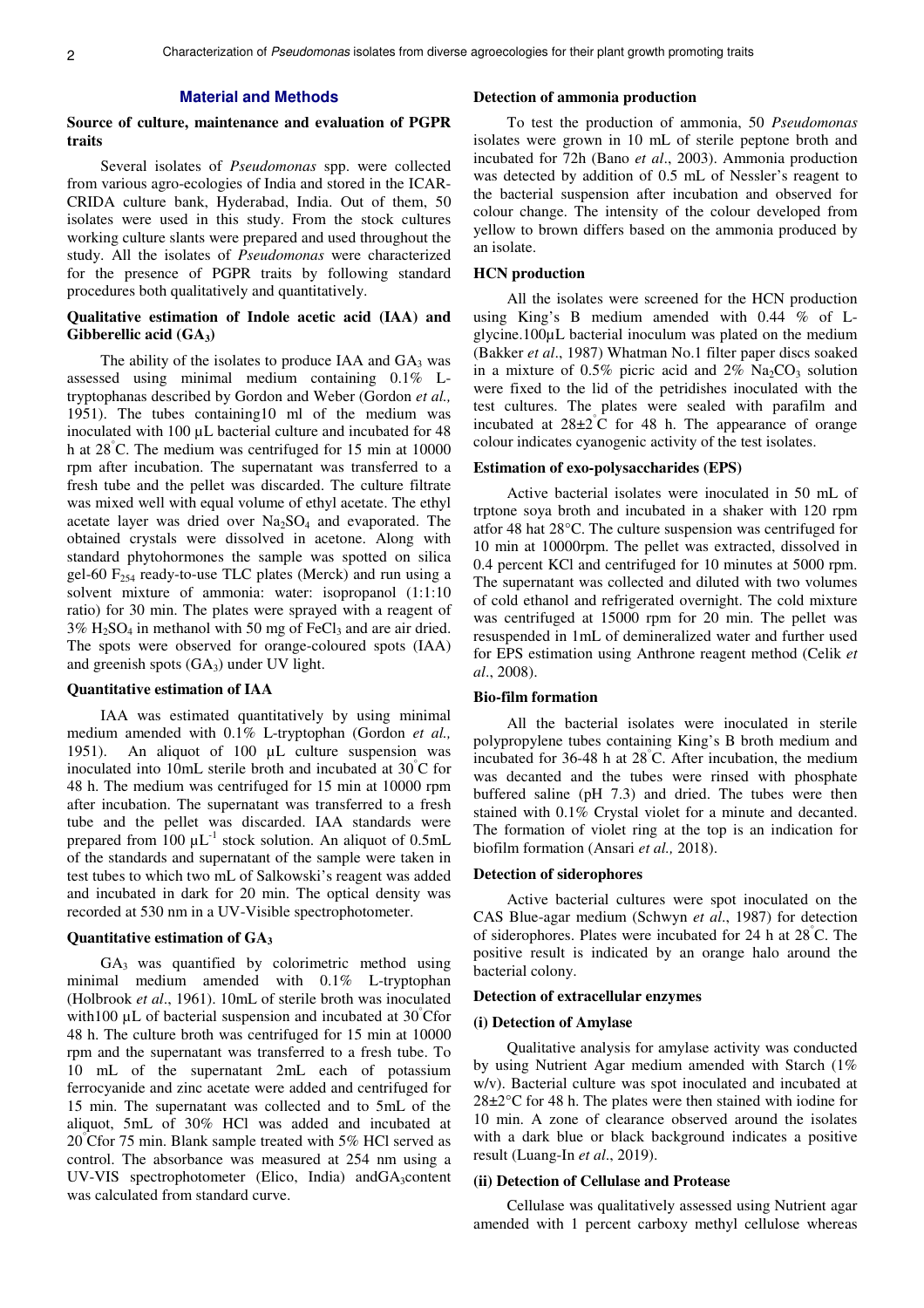## Material and Methods

### Source of culture, maintenance and evaluation of PGPR traits

Several isolates of *Pseudomonas* spp. were collected from various agro-ecologies of India and stored in the ICAR-CRIDA culture bank, Hyderabad, India. Out of them, 50 isolates were used in this study. From the stock cultures working culture slants were prepared and used throughout the study. All the isolates of *Pseudomonas* were characterized for the presence of PGPR traits by following standard procedures both qualitatively and quantitatively.

### Qualitative estimation of Indole acetic acid (IAA) and Gibberellic acid ($GA_3$)

The ability of the isolates to produce IAA and $GA_3$ was assessed using minimal medium containing 0.1% L-tryptophanas described by Gordon and Weber (Gordon *et al.,* 1951). The tubes containing10 ml of the medium was inoculated with 100 µL bacterial culture and incubated for 48 h at 28°C. The medium was centrifuged for 15 min at 10000 rpm after incubation. The supernatant was transferred to a fresh tube and the pellet was discarded. The culture filtrate was mixed well with equal volume of ethyl acetate. The ethyl acetate layer was dried over $Na_2SO_4$ and evaporated. The obtained crystals were dissolved in acetone. Along with standard phytohormones the sample was spotted on silica gel-60 $F_{254}$ ready-to-use TLC plates (Merck) and run using a solvent mixture of ammonia: water: isopropanol (1:1:10 ratio) for 30 min. The plates were sprayed with a reagent of 3% $H_2SO_4$ in methanol with 50 mg of $FeCl_3$ and are air dried. The spots were observed for orange-coloured spots (IAA) and greenish spots ($GA_3$) under UV light.

### Quantitative estimation of IAA

IAA was estimated quantitatively by using minimal medium amended with 0.1% L-tryptophan (Gordon *et al.,* 1951). An aliquot of 100 µL culture suspension was inoculated into 10mL sterile broth and incubated at 30°C for 48 h. The medium was centrifuged for 15 min at 10000 rpm after incubation. The supernatant was transferred to a fresh tube and the pellet was discarded. IAA standards were prepared from 100 $\mu L^{-1}$ stock solution. An aliquot of 0.5mL of the standards and supernatant of the sample were taken in test tubes to which two mL of Salkowski's reagent was added and incubated in dark for 20 min. The optical density was recorded at 530 nm in a UV-Visible spectrophotometer.

### Quantitative estimation of $GA_3$

$GA_3$ was quantified by colorimetric method using minimal medium with 0.1% L-tryptophan (Holbrook *et al*., 1961). 10mL of sterile broth was inoculated with100 µL of bacterial suspension and incubated at 30°Cfor 48 h. The culture broth was centrifuged for 15 min at 10000 rpm and the supernatant was transferred to a fresh tube. To 10 mL of the supernatant 2mL each of potassium ferrocyanide and zinc acetate were added and centrifuged for 15 min. The supernatant was collected and to 5mL of the aliquot, 5mL of 30% HCl was added and incubated at 20°Cfor 75 min. Blank sample treated with 5% HCl served as control. The absorbance was measured at 254 nm using a UV-VIS spectrophotometer (Elico, India) and$GA_3$content was calculated from standard curve.

### Detection of ammonia production

To test the production of ammonia, 50 *Pseudomonas* isolates were grown in 10 mL of sterile peptone broth and incubated for 72h (Bano *et al*., 2003). Ammonia production was detected by addition of 0.5 mL of Nessler's reagent to the bacterial suspension after incubation and observed for colour change. The intensity of the colour developed from yellow to brown differs based on the ammonia produced by an isolate.

### HCN production

All the isolates were screened for the HCN production using King's B medium amended with 0.44 % of L-glycine.100µL bacterial inoculum was plated on the medium (Bakker *et al*., 1987) Whatman No.1 filter paper discs soaked in a mixture of 0.5% picric acid and 2% $Na_2CO_3$ solution were fixed to the lid of the petridishes inoculated with the test cultures. The plates were sealed with parafilm and incubated at 28±2°C for 48 h. The appearance of orange colour indicates cyanogenic activity of the test isolates.

### Estimation of exo-polysaccharides (EPS)

Active bacterial isolates were inoculated in 50 mL of trptone soya broth and incubated in a shaker with 120 rpm atfor 48 hat 28°C. The culture suspension was centrifuged for 10 min at 10000rpm. The pellet was extracted, dissolved in 0.4 percent KCl and centrifuged for 10 minutes at 5000 rpm. The supernatant was collected and diluted with two volumes of cold ethanol and refrigerated overnight. The cold mixture was centrifuged at 15000 rpm for 20 min. The pellet was resuspended in 1mL of demineralized water and further used for EPS estimation using Anthrone reagent method (Celik *et al*., 2008).

### Bio-film formation

All the bacterial isolates were inoculated in sterile polypropylene tubes containing King's B broth medium and incubated for 36-48 h at 28°C. After incubation, the medium was decanted and the tubes were rinsed with phosphate buffered saline (pH 7.3) and dried. The tubes were then stained with 0.1% Crystal violet for a minute and decanted. The formation of violet ring at the top is an indication for biofilm formation (Ansari *et al.,* 2018).

### Detection of siderophores

Active bacterial cultures were spot inoculated on the CAS Blue-agar medium (Schwyn *et al*., 1987) for detection of siderophores. Plates were incubated for 24 h at 28°C. The positive result is indicated by an orange halo around the bacterial colony.

### Detection of extracellular enzymes

#### (i) Detection of Amylase

Qualitative analysis for amylase activity was conducted by using Nutrient Agar medium amended with Starch (1% w/v). Bacterial culture was spot inoculated and incubated at 28±2°C for 48 h. The plates were then stained with iodine for 10 min. A zone of clearance observed around the isolates with a dark blue or black background indicates a positive result (Luang-In *et al*., 2019).

#### (ii) Detection of Cellulase and Protease

Cellulase was qualitatively assessed using Nutrient agar amended with 1 percent carboxy methyl cellulose whereas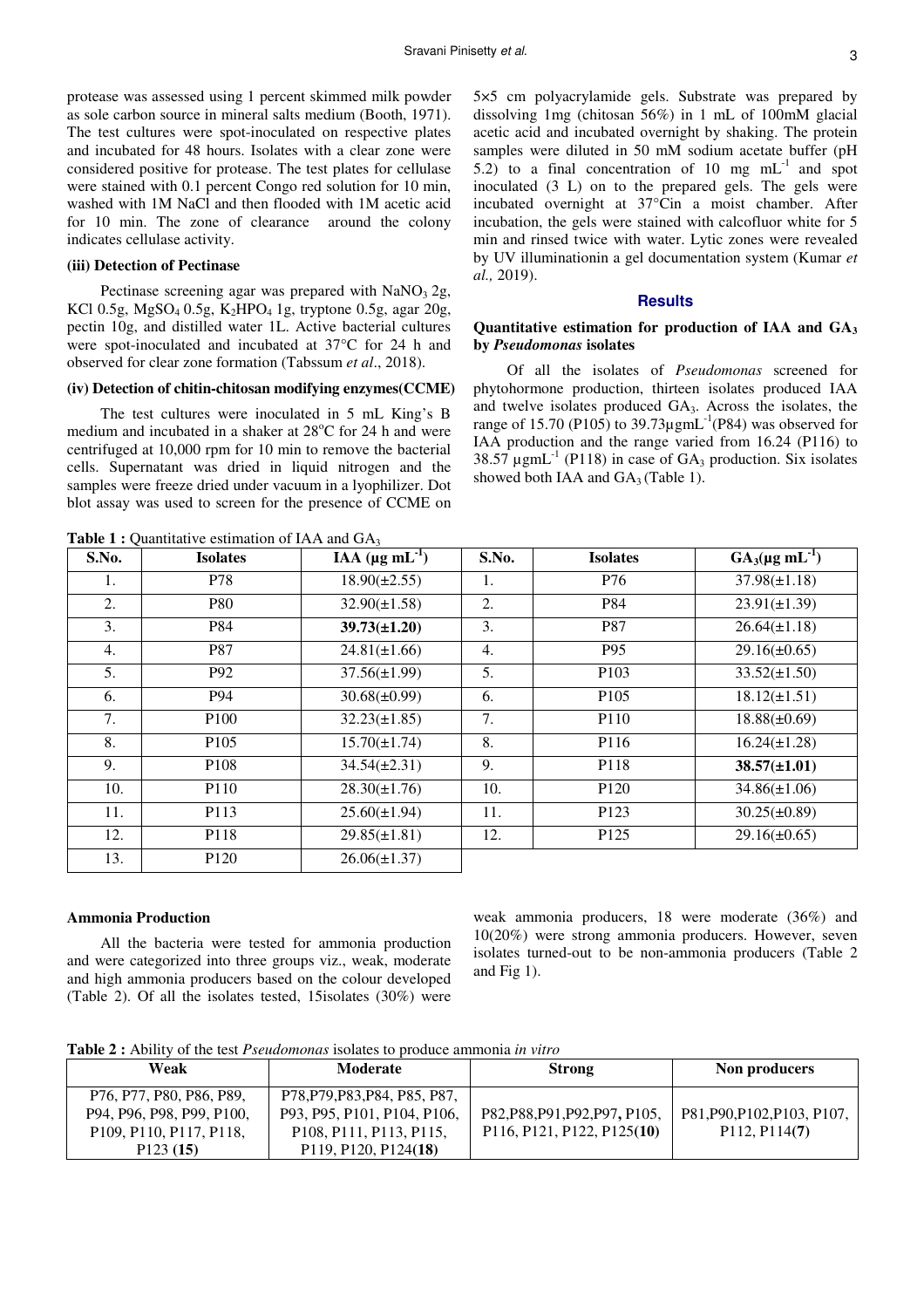protease was assessed using 1 percent skimmed milk powder as sole carbon source in mineral salts medium (Booth, 1971). The test cultures were spot-inoculated on respective plates and incubated for 48 hours. Isolates with a clear zone were considered positive for protease. The test plates for cellulase were stained with 0.1 percent Congo red solution for 10 min, washed with 1M NaCl and then flooded with 1M acetic acid for 10 min. The zone of clearance around the colony indicates cellulase activity.

**(iii) Detection of Pectinase**

Pectinase screening agar was prepared with $NaNO_3$ 2g, KCl 0.5g, $MgSO_4$ 0.5g, $K_2HPO_4$ 1g, tryptone 0.5g, agar 20g, pectin 10g, and distilled water 1L. Active bacterial cultures were spot-inoculated and incubated at 37°C for 24 h and observed for clear zone formation (Tabssum *et al*., 2018).

**(iv) Detection of chitin-chitosan modifying enzymes(CCME)**

The test cultures were inoculated in 5 mL King's B medium and incubated in a shaker at 28°C for 24 h and were centrifuged at 10,000 rpm for 10 min to remove the bacterial cells. Supernatant was dried in liquid nitrogen and the samples were freeze dried under vacuum in a lyophilizer. Dot blot assay was used to screen for the presence of CCME on 5×5 cm polyacrylamide gels. Substrate was prepared by dissolving 1mg (chitosan 56%) in 1 mL of 100mM glacial acetic acid and incubated overnight by shaking. The protein samples were diluted in 50 mM sodium acetate buffer (pH 5.2) to a final concentration of 10 mg $mL^{-1}$ and spot inoculated (3 L) on to the prepared gels. The gels were incubated overnight at 37°Cin a moist chamber. After incubation, the gels were stained with calcofluor white for 5 min and rinsed twice with water. Lytic zones were revealed by UV illuminationin a gel documentation system (Kumar *et al.,* 2019).

## Results

**Quantitative estimation for production of IAA and $GA_3$ by *Pseudomonas* isolates**

Of all the isolates of *Pseudomonas* screened for phytohormone production, thirteen isolates produced IAA and twelve isolates produced $GA_3$. Across the isolates, the range of 15.70 (P105) to 39.73µg$mL^{-1}$(P84) was observed for IAA production and the range varied from 16.24 (P116) to 38.57 µg$mL^{-1}$ (P118) in case of $GA_3$ production. Six isolates showed both IAA and $GA_3$ (Table 1).

**Table 1 :** Quantitative estimation of IAA and $GA_3$

| S.No. | Isolates | IAA (µg $mL^{-1}$) | S.No. | Isolates | $GA_3$(µg $mL^{-1}$) |
|---|---|---|---|---|---|
| 1. | P78 | 18.90(±2.55) | 1. | P76 | 37.98(±1.18) |
| 2. | P80 | 32.90(±1.58) | 2. | P84 | 23.91(±1.39) |
| 3. | P84 | **39.73(±1.20)** | 3. | P87 | 26.64(±1.18) |
| 4. | P87 | 24.81(±1.66) | 4. | P95 | 29.16(±0.65) |
| 5. | P92 | 37.56(±1.99) | 5. | P103 | 33.52(±1.50) |
| 6. | P94 | 30.68(±0.99) | 6. | P105 | 18.12(±1.51) |
| 7. | P100 | 32.23(±1.85) | 7. | P110 | 18.88(±0.69) |
| 8. | P105 | 15.70(±1.74) | 8. | P116 | 16.24(±1.28) |
| 9. | P108 | 34.54(±2.31) | 9. | P118 | **38.57(±1.01)** |
| 10. | P110 | 28.30(±1.76) | 10. | P120 | 34.86(±1.06) |
| 11. | P113 | 25.60(±1.94) | 11. | P123 | 30.25(±0.89) |
| 12. | P118 | 29.85(±1.81) | 12. | P125 | 29.16(±0.65) |
| 13. | P120 | 26.06(±1.37) | | | |

**Ammonia Production**

All the bacteria were tested for ammonia production and were categorized into three groups viz., weak, moderate and high ammonia producers based on the colour developed (Table 2). Of all the isolates tested, 15isolates (30%) were weak ammonia producers, 18 were moderate (36%) and 10(20%) were strong ammonia producers. However, seven isolates turned-out to be non-ammonia producers (Table 2 and Fig 1).

**Table 2 :** Ability of the test *Pseudomonas* isolates to produce ammonia *in vitro*

| Weak | Moderate | Strong | Non producers |
|---|---|---|---|
| P76, P77, P80, P86, P89, P94, P96, P98, P99, P100, P109, P110, P117, P118, P123 **(15)** | P78,P79,P83,P84, P85, P87, P93, P95, P101, P104, P106, P108, P111, P113, P115, P119, P120, P124**(18)** | P82,P88,P91,P92,P97**,** P105, P116, P121, P122, P125**(10)** | P81,P90,P102,P103, P107, P112, P114**(7)** |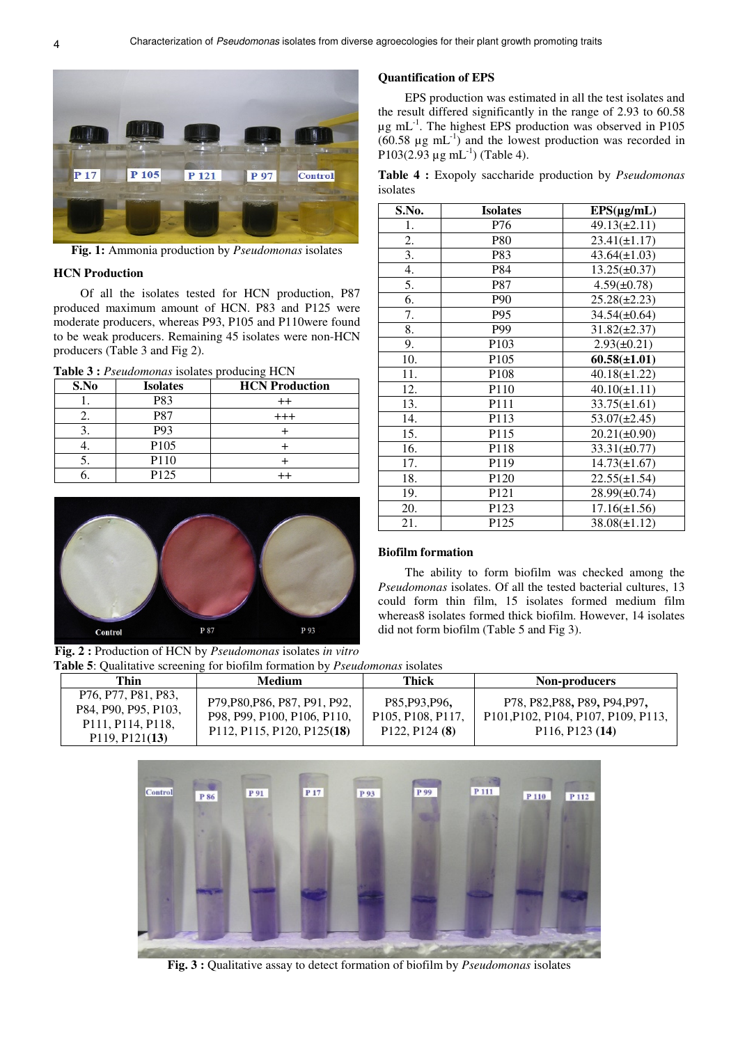Fig. 1: Ammonia production by *Pseudomonas* isolates

### HCN Production

Of all the isolates tested for HCN production, P87 produced maximum amount of HCN. P83 and P125 were moderate producers, whereas P93, P105 and P110were found to be weak producers. Remaining 45 isolates were non-HCN producers (Table 3 and Fig 2).

**Table 3 :** *Pseudomonas* isolates producing HCN

| S.No | Isolates | HCN Production |
|---|---|---|
| 1. | P83 | ++ |
| 2. | P87 | +++ |
| 3. | P93 | + |
| 4. | P105 | + |
| 5. | P110 | + |
| 6. | P125 | ++ |

**Fig. 2 :** Production of HCN by *Pseudomonas* isolates *in vitro*

### Quantification of EPS

EPS production was estimated in all the test isolates and the result differed significantly in the range of 2.93 to 60.58 µg mL$^{-1}$. The highest EPS production was observed in P105 (60.58 µg mL$^{-1}$) and the lowest production was recorded in P103(2.93 µg mL$^{-1}$) (Table 4).

**Table 4 :** Exopoly saccharide production by *Pseudomonas* isolates

| S.No. | Isolates | EPS(µg/mL) |
|---|---|---|
| 1. | P76 | 49.13(±2.11) |
| 2. | P80 | 23.41(±1.17) |
| 3. | P83 | 43.64(±1.03) |
| 4. | P84 | 13.25(±0.37) |
| 5. | P87 | 4.59(±0.78) |
| 6. | P90 | 25.28(±2.23) |
| 7. | P95 | 34.54(±0.64) |
| 8. | P99 | 31.82(±2.37) |
| 9. | P103 | 2.93(±0.21) |
| 10. | P105 | **60.58(±1.01)** |
| 11. | P108 | 40.18(±1.22) |
| 12. | P110 | 40.10(±1.11) |
| 13. | P111 | 33.75(±1.61) |
| 14. | P113 | 53.07(±2.45) |
| 15. | P115 | 20.21(±0.90) |
| 16. | P118 | 33.31(±0.77) |
| 17. | P119 | 14.73(±1.67) |
| 18. | P120 | 22.55(±1.54) |
| 19. | P121 | 28.99(±0.74) |
| 20. | P123 | 17.16(±1.56) |
| 21. | P125 | 38.08(±1.12) |

### Biofilm formation

The ability to form biofilm was checked among the *Pseudomonas* isolates. Of all the tested bacterial cultures, 13 could form thin film, 15 isolates formed medium film whereas8 isolates formed thick biofilm. However, 14 isolates did not form biofilm (Table 5 and Fig 3).

**Table 5**: Qualitative screening for biofilm formation by *Pseudomonas* isolates

| Thin | Medium | Thick | Non-producers |
|---|---|---|---|
| P76, P77, P81, P83, P84, P90, P95, P103, P111, P114, P118, P119, P121(**13**) | P79,P80,P86, P87, P91, P92, P98, P99, P100, P106, P110, P112, P115, P120, P125(**18**) | P85,P93,P96, P105, P108, P117, P122, P124 (**8**) | P78, P82,P88, P89, P94,P97, P101,P102, P104, P107, P109, P113, P116, P123 (**14**) |

**Fig. 3 :** Qualitative assay to detect formation of biofilm by *Pseudomonas* isolates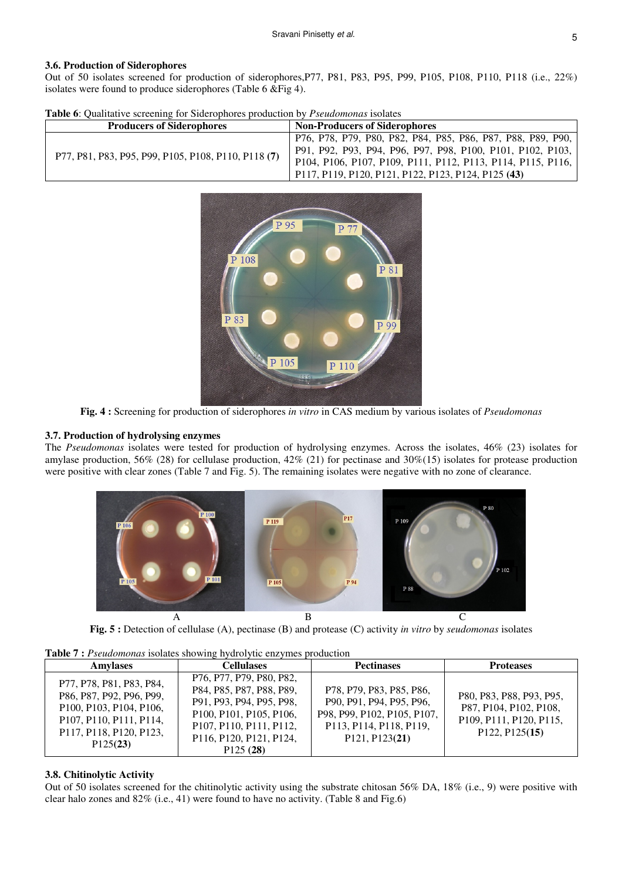### 3.6. Production of Siderophores

Out of 50 isolates screened for production of siderophores,P77, P81, P83, P95, P99, P105, P108, P110, P118 (i.e., 22%) isolates were found to produce siderophores (Table 6 &Fig 4).

**Table 6**: Qualitative screening for Siderophores production by *Pseudomonas* isolates

| Producers of Siderophores | Non-Producers of Siderophores |
|---|---|
| P77, P81, P83, P95, P99, P105, P108, P110, P118 **(7)** | P76, P78, P79, P80, P82, P84, P85, P86, P87, P88, P89, P90, P91, P92, P93, P94, P96, P97, P98, P100, P101, P102, P103, P104, P106, P107, P109, P111, P112, P113, P114, P115, P116, P117, P119, P120, P121, P122, P123, P124, P125 **(43)** |

**Fig. 4 :** Screening for production of siderophores *in vitro* in CAS medium by various isolates of *Pseudomonas*

### 3.7. Production of hydrolysing enzymes

The *Pseudomonas* isolates were tested for production of hydrolysing enzymes. Across the isolates, 46% (23) isolates for amylase production, 56% (28) for cellulase production, 42% (21) for pectinase and 30%(15) isolates for protease production were positive with clear zones (Table 7 and Fig. 5). The remaining isolates were negative with no zone of clearance.

A B C

**Fig. 5 :** Detection of cellulase (A), pectinase (B) and protease (C) activity *in vitro* by *seudomonas* isolates

**Table 7 :** *Pseudomonas* isolates showing hydrolytic enzymes production

| Amylases | Cellulases | Pectinases | Proteases |
|---|---|---|---|
| P77, P78, P81, P83, P84, P86, P87, P92, P96, P99, P100, P103, P104, P106, P107, P110, P111, P114, P117, P118, P120, P123, P125**(23)** | P76, P77, P79, P80, P82, P84, P85, P87, P88, P89, P91, P93, P94, P95, P98, P100, P101, P105, P106, P107, P110, P111, P112, P116, P120, P121, P124, P125 **(28)** | P78, P79, P83, P85, P86, P90, P91, P94, P95, P96, P98, P99, P102, P105, P107, P113, P114, P118, P119, P121, P123**(21)** | P80, P83, P88, P93, P95, P87, P104, P102, P108, P109, P111, P120, P115, P122, P125**(15)** |

### 3.8. Chitinolytic Activity

Out of 50 isolates screened for the chitinolytic activity using the substrate chitosan 56% DA, 18% (i.e., 9) were positive with clear halo zones and 82% (i.e., 41) were found to have no activity. (Table 8 and Fig.6)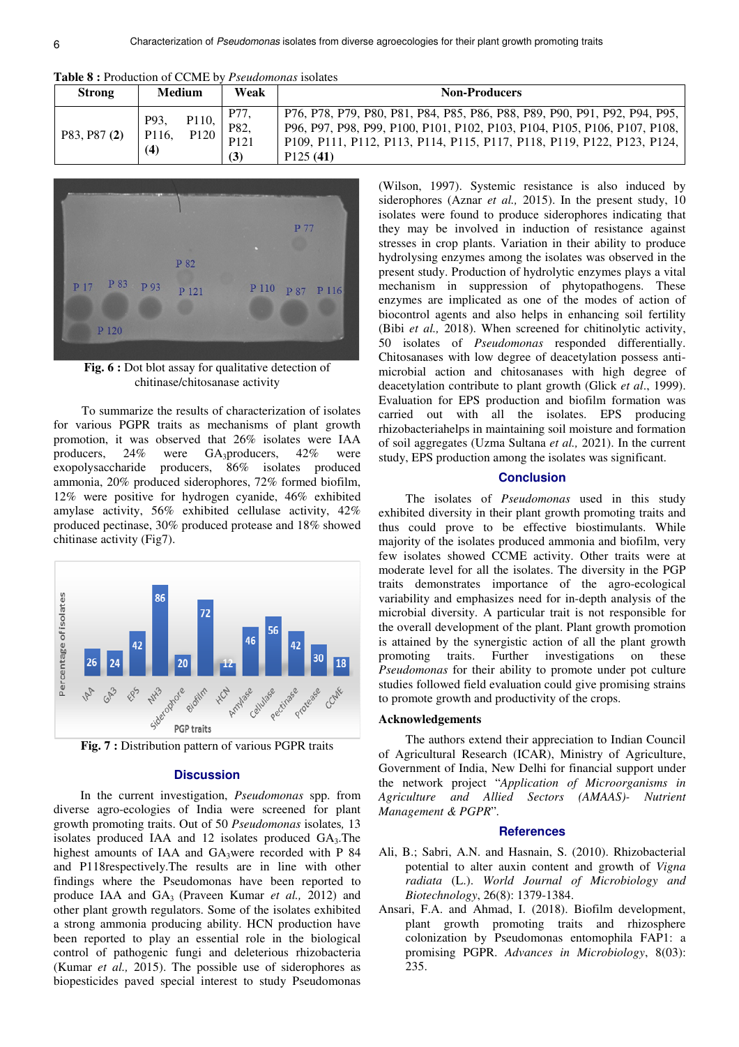**Table 8 :** Production of CCME by *Pseudomonas* isolates

| Strong | Medium | Weak | Non-Producers |
|---|---|---|---|
| P83, P87 **(2)** | P93, P110, P116, P120 **(4)** | P77, P82, P121 **(3)** | P76, P78, P79, P80, P81, P84, P85, P86, P88, P89, P90, P91, P92, P94, P95, P96, P97, P98, P99, P100, P101, P102, P103, P104, P105, P106, P107, P108, P109, P111, P112, P113, P114, P115, P117, P118, P119, P122, P123, P124, P125 **(41)** |

**Fig. 6 :** Dot blot assay for qualitative detection of chitinase/chitosanase activity

To summarize the results of characterization of isolates for various PGPR traits as mechanisms of plant growth promotion, it was observed that 26% isolates were IAA producers, 24% were $GA_3$producers, 42% were exopolysaccharide producers, 86% isolates produced ammonia, 20% produced siderophores, 72% formed biofilm, 12% were positive for hydrogen cyanide, 46% exhibited amylase activity, 56% exhibited cellulase activity, 42% produced pectinase, 30% produced protease and 18% showed chitinase activity (Fig7).

**Fig. 7 :** Distribution pattern of various PGPR traits

## Discussion

In the current investigation, *Pseudomonas* spp. from diverse agro-ecologies of India were screened for plant growth promoting traits. Out of 50 *Pseudomonas* isolates, 13 isolates produced IAA and 12 isolates produced $GA_3$.The highest amounts of IAA and $GA_3$were recorded with P 84 and P118respectively.The results are in line with other findings where the Pseudomonas have been reported to produce IAA and $GA_3$ (Praveen Kumar *et al.,* 2012) and other plant growth regulators. Some of the isolates exhibited a strong ammonia producing ability. HCN production have been reported to play an essential role in the biological control of pathogenic fungi and deleterious rhizobacteria (Kumar *et al.,* 2015). The possible use of siderophores as biopesticides paved special interest to study Pseudomonas (Wilson, 1997). Systemic resistance is also induced by siderophores (Aznar *et al.,* 2015). In the present study, 10 isolates were found to produce siderophores indicating that they may be involved in induction of resistance against stresses in crop plants. Variation in their ability to produce hydrolysing enzymes among the isolates was observed in the present study. Production of hydrolytic enzymes plays a vital mechanism in suppression of phytopathogens. These enzymes are implicated as one of the modes of action of biocontrol agents and also helps in enhancing soil fertility (Bibi *et al.,* 2018). When screened for chitinolytic activity, 50 isolates of *Pseudomonas* responded differentially. Chitosanases with low degree of deacetylation possess anti-microbial action and chitosanases with high degree of deacetylation contribute to plant growth (Glick *et al*., 1999). Evaluation for EPS production and biofilm formation was carried out with all the isolates. EPS producing rhizobacteriahelps in maintaining soil moisture and formation of soil aggregates (Uzma Sultana *et al.,* 2021). In the current study, EPS production among the isolates was significant.

## Conclusion

The isolates of *Pseudomonas* used in this study exhibited diversity in their plant growth promoting traits and thus could prove to be effective biostimulants. While majority of the isolates produced ammonia and biofilm, very few isolates showed CCME activity. Other traits were at moderate level for all the isolates. The diversity in the PGP traits demonstrates importance of the agro-ecological variability and emphasizes need for in-depth analysis of the microbial diversity. A particular trait is not responsible for the overall development of the plant. Plant growth promotion is attained by the synergistic action of all the plant growth promoting traits. Further investigations on these *Pseudomonas* for their ability to promote under pot culture studies followed field evaluation could give promising strains to promote growth and productivity of the crops.

### Acknowledgements

The authors extend their appreciation to Indian Council of Agricultural Research (ICAR), Ministry of Agriculture, Government of India, New Delhi for financial support under the network project "*Application of Microorganisms in Agriculture and Allied Sectors (AMAAS)- Nutrient Management & PGPR*".

## References

Ali, B.; Sabri, A.N. and Hasnain, S. (2010). Rhizobacterial potential to alter auxin content and growth of *Vigna radiata* (L.). *World Journal of Microbiology and Biotechnology*, 26(8): 1379-1384.

Ansari, F.A. and Ahmad, I. (2018). Biofilm development, plant growth promoting traits and rhizosphere colonization by Pseudomonas entomophila FAP1: a promising PGPR. *Advances in Microbiology*, 8(03): 235.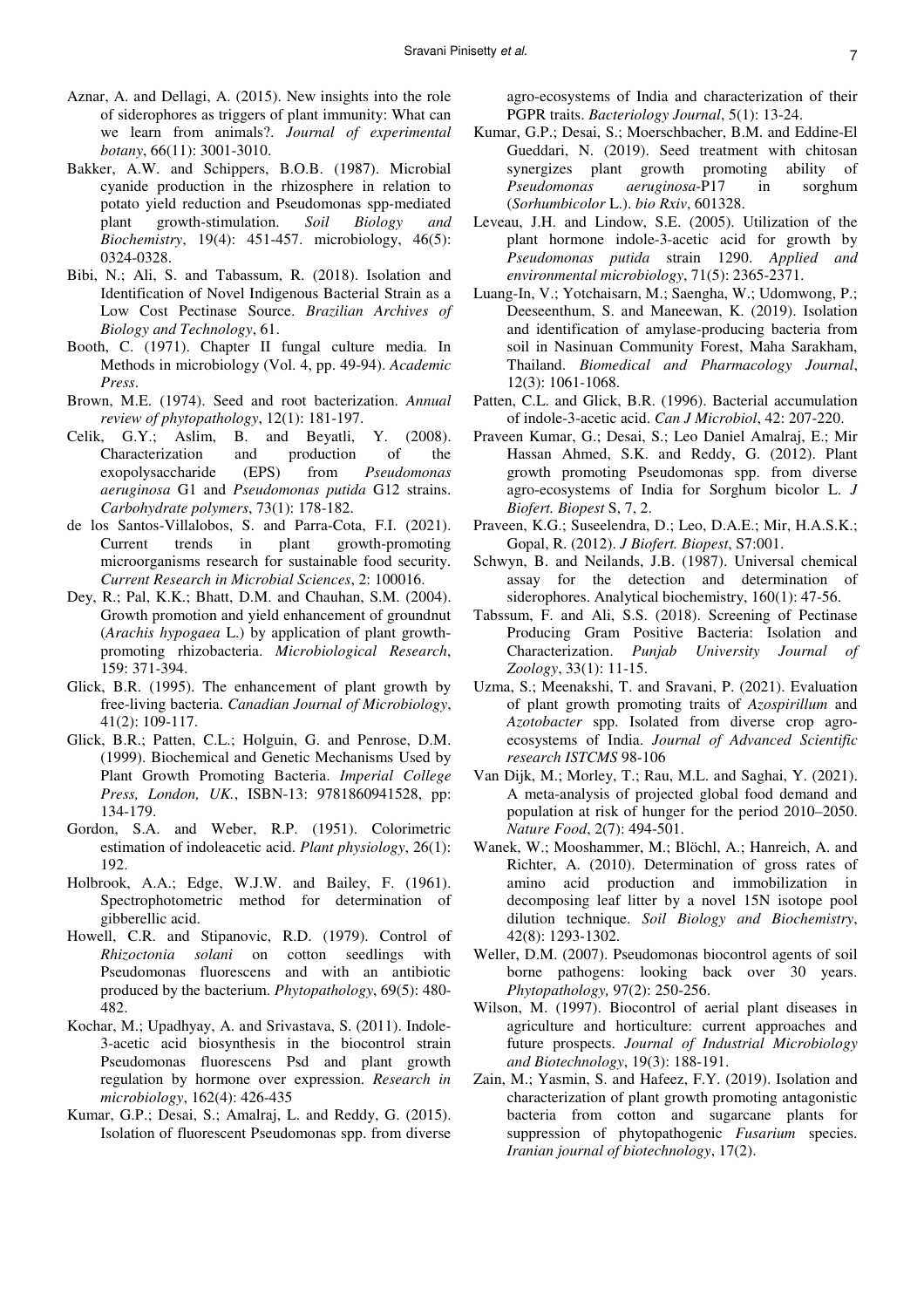Aznar, A. and Dellagi, A. (2015). New insights into the role of siderophores as triggers of plant immunity: What can we learn from animals?. *Journal of experimental botany*, 66(11): 3001-3010.

Bakker, A.W. and Schippers, B.O.B. (1987). Microbial cyanide production in the rhizosphere in relation to potato yield reduction and Pseudomonas spp-mediated plant growth-stimulation. *Soil Biology and Biochemistry*, 19(4): 451-457. microbiology, 46(5): 0324-0328.

Bibi, N.; Ali, S. and Tabassum, R. (2018). Isolation and Identification of Novel Indigenous Bacterial Strain as a Low Cost Pectinase Source. *Brazilian Archives of Biology and Technology*, 61.

Booth, C. (1971). Chapter II fungal culture media. In Methods in microbiology (Vol. 4, pp. 49-94). *Academic Press*.

Brown, M.E. (1974). Seed and root bacterization. *Annual review of phytopathology*, 12(1): 181-197.

Celik, G.Y.; Aslim, B. and Beyatli, Y. (2008). Characterization and production of the exopolysaccharide (EPS) from *Pseudomonas aeruginosa* G1 and *Pseudomonas putida* G12 strains. *Carbohydrate polymers*, 73(1): 178-182.

de los Santos-Villalobos, S. and Parra-Cota, F.I. (2021). Current trends in plant growth-promoting microorganisms research for sustainable food security. *Current Research in Microbial Sciences*, 2: 100016.

Dey, R.; Pal, K.K.; Bhatt, D.M. and Chauhan, S.M. (2004). Growth promotion and yield enhancement of groundnut (*Arachis hypogaea* L.) by application of plant growth-promoting rhizobacteria. *Microbiological Research*, 159: 371-394.

Glick, B.R. (1995). The enhancement of plant growth by free-living bacteria. *Canadian Journal of Microbiology*, 41(2): 109-117.

Glick, B.R.; Patten, C.L.; Holguin, G. and Penrose, D.M. (1999). Biochemical and Genetic Mechanisms Used by Plant Growth Promoting Bacteria. *Imperial College Press, London, UK.*, ISBN-13: 9781860941528, pp: 134-179.

Gordon, S.A. and Weber, R.P. (1951). Colorimetric estimation of indoleacetic acid. *Plant physiology*, 26(1): 192.

Holbrook, A.A.; Edge, W.J.W. and Bailey, F. (1961). Spectrophotometric method for determination of gibberellic acid.

Howell, C.R. and Stipanovic, R.D. (1979). Control of *Rhizoctonia solani* on cotton seedlings with Pseudomonas fluorescens and with an antibiotic produced by the bacterium. *Phytopathology*, 69(5): 480-482.

Kochar, M.; Upadhyay, A. and Srivastava, S. (2011). Indole-3-acetic acid biosynthesis in the biocontrol strain Pseudomonas fluorescens Psd and plant growth regulation by hormone over expression. *Research in microbiology*, 162(4): 426-435

Kumar, G.P.; Desai, S.; Amalraj, L. and Reddy, G. (2015). Isolation of fluorescent Pseudomonas spp. from diverse agro-ecosystems of India and characterization of their PGPR traits. *Bacteriology Journal*, 5(1): 13-24.

Kumar, G.P.; Desai, S.; Moerschbacher, B.M. and Eddine-El Gueddari, N. (2019). Seed treatment with chitosan synergizes plant growth promoting ability of *Pseudomonas aeruginosa*-P17 in sorghum (*Sorhumbicolor* L.). *bio Rxiv*, 601328.

Leveau, J.H. and Lindow, S.E. (2005). Utilization of the plant hormone indole-3-acetic acid for growth by *Pseudomonas putida* strain 1290. *Applied and environmental microbiology*, 71(5): 2365-2371.

Luang-In, V.; Yotchaisarn, M.; Saengha, W.; Udomwong, P.; Deeseenthum, S. and Maneewan, K. (2019). Isolation and identification of amylase-producing bacteria from soil in Nasinuan Community Forest, Maha Sarakham, Thailand. *Biomedical and Pharmacology Journal*, 12(3): 1061-1068.

Patten, C.L. and Glick, B.R. (1996). Bacterial accumulation of indole-3-acetic acid. *Can J Microbiol*, 42: 207-220.

Praveen Kumar, G.; Desai, S.; Leo Daniel Amalraj, E.; Mir Hassan Ahmed, S.K. and Reddy, G. (2012). Plant growth promoting Pseudomonas spp. from diverse agro-ecosystems of India for Sorghum bicolor L. *J Biofert. Biopest* S, 7, 2.

Praveen, K.G.; Suseelendra, D.; Leo, D.A.E.; Mir, H.A.S.K.; Gopal, R. (2012). *J Biofert. Biopest*, S7:001.

Schwyn, B. and Neilands, J.B. (1987). Universal chemical assay for the detection and determination of siderophores. Analytical biochemistry, 160(1): 47-56.

Tabssum, F. and Ali, S.S. (2018). Screening of Pectinase Producing Gram Positive Bacteria: Isolation and Characterization. *Punjab University Journal of Zoology*, 33(1): 11-15.

Uzma, S.; Meenakshi, T. and Sravani, P. (2021). Evaluation of plant growth promoting traits of *Azospirillum* and *Azotobacter* spp. Isolated from diverse crop agro-ecosystems of India. *Journal of Advanced Scientific research ISTCMS* 98-106

Van Dijk, M.; Morley, T.; Rau, M.L. and Saghai, Y. (2021). A meta-analysis of projected global food demand and population at risk of hunger for the period 2010–2050. *Nature Food*, 2(7): 494-501.

Wanek, W.; Mooshammer, M.; Blöchl, A.; Hanreich, A. and Richter, A. (2010). Determination of gross rates of amino acid production and immobilization in decomposing leaf litter by a novel 15N isotope pool dilution technique. *Soil Biology and Biochemistry*, 42(8): 1293-1302.

Weller, D.M. (2007). Pseudomonas biocontrol agents of soil borne pathogens: looking back over 30 years. *Phytopathology,* 97(2): 250-256.

Wilson, M. (1997). Biocontrol of aerial plant diseases in agriculture and horticulture: current approaches and future prospects. *Journal of Industrial Microbiology and Biotechnology*, 19(3): 188-191.

Zain, M.; Yasmin, S. and Hafeez, F.Y. (2019). Isolation and characterization of plant growth promoting antagonistic bacteria from cotton and sugarcane plants for suppression of phytopathogenic *Fusarium* species. *Iranian journal of biotechnology*, 17(2).